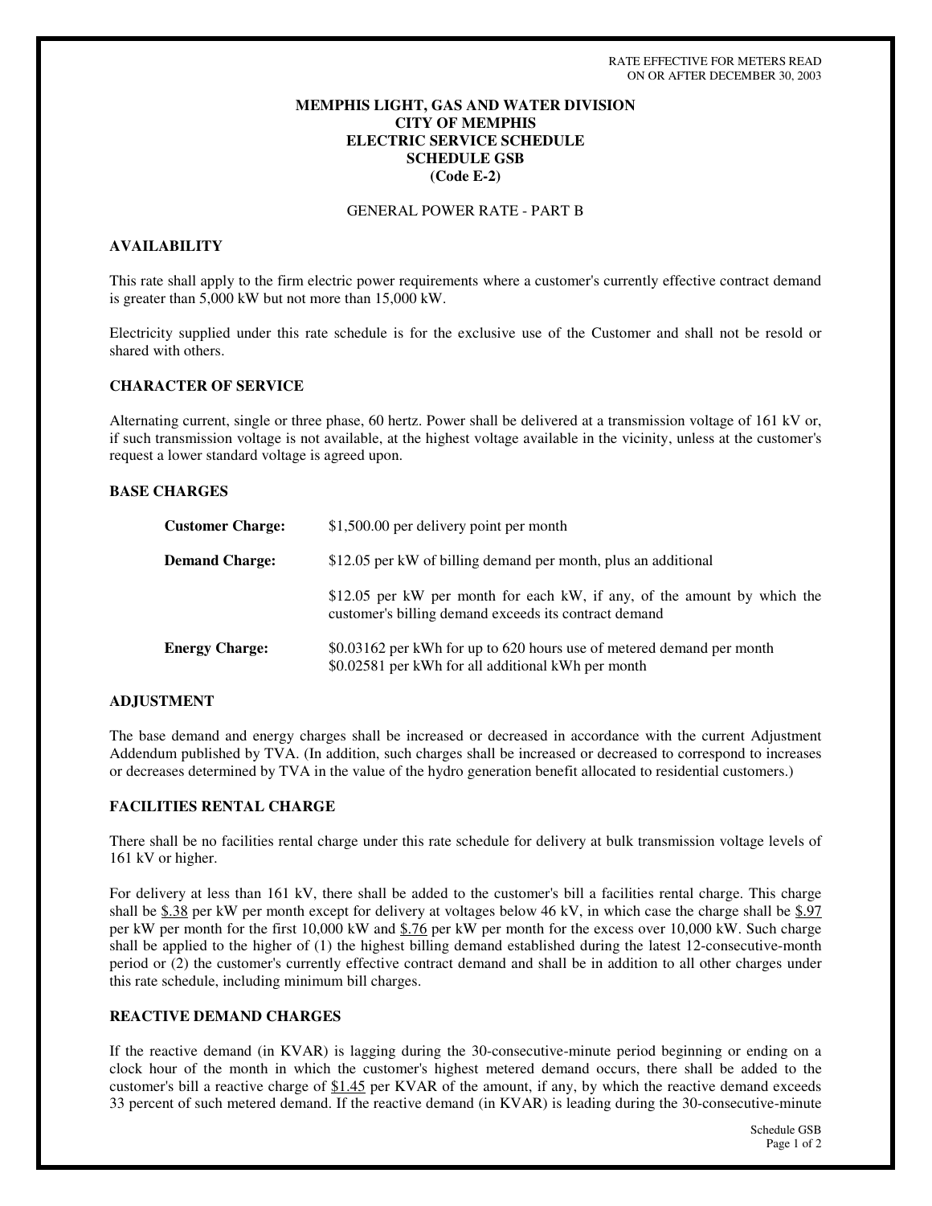RATE EFFECTIVE FOR METERS READ
ON OR AFTER DECEMBER 30, 2003

**MEMPHIS LIGHT, GAS AND WATER DIVISION**
**CITY OF MEMPHIS**
**ELECTRIC SERVICE SCHEDULE**
**SCHEDULE GSB**
**(Code E-2)**

GENERAL POWER RATE - PART B

## AVAILABILITY

This rate shall apply to the firm electric power requirements where a customer's currently effective contract demand is greater than 5,000 kW but not more than 15,000 kW.

Electricity supplied under this rate schedule is for the exclusive use of the Customer and shall not be resold or shared with others.

## CHARACTER OF SERVICE

Alternating current, single or three phase, 60 hertz. Power shall be delivered at a transmission voltage of 161 kV or, if such transmission voltage is not available, at the highest voltage available in the vicinity, unless at the customer's request a lower standard voltage is agreed upon.

## BASE CHARGES

**Customer Charge:** $1,500.00 per delivery point per month

**Demand Charge:** $12.05 per kW of billing demand per month, plus an additional

$12.05 per kW per month for each kW, if any, of the amount by which the customer's billing demand exceeds its contract demand

**Energy Charge:** $0.03162 per kWh for up to 620 hours use of metered demand per month
$0.02581 per kWh for all additional kWh per month

## ADJUSTMENT

The base demand and energy charges shall be increased or decreased in accordance with the current Adjustment Addendum published by TVA. (In addition, such charges shall be increased or decreased to correspond to increases or decreases determined by TVA in the value of the hydro generation benefit allocated to residential customers.)

## FACILITIES RENTAL CHARGE

There shall be no facilities rental charge under this rate schedule for delivery at bulk transmission voltage levels of 161 kV or higher.

For delivery at less than 161 kV, there shall be added to the customer's bill a facilities rental charge. This charge shall be $.38 per kW per month except for delivery at voltages below 46 kV, in which case the charge shall be $.97 per kW per month for the first 10,000 kW and $.76 per kW per month for the excess over 10,000 kW. Such charge shall be applied to the higher of (1) the highest billing demand established during the latest 12-consecutive-month period or (2) the customer's currently effective contract demand and shall be in addition to all other charges under this rate schedule, including minimum bill charges.

## REACTIVE DEMAND CHARGES

If the reactive demand (in KVAR) is lagging during the 30-consecutive-minute period beginning or ending on a clock hour of the month in which the customer's highest metered demand occurs, there shall be added to the customer's bill a reactive charge of $1.45 per KVAR of the amount, if any, by which the reactive demand exceeds 33 percent of such metered demand. If the reactive demand (in KVAR) is leading during the 30-consecutive-minute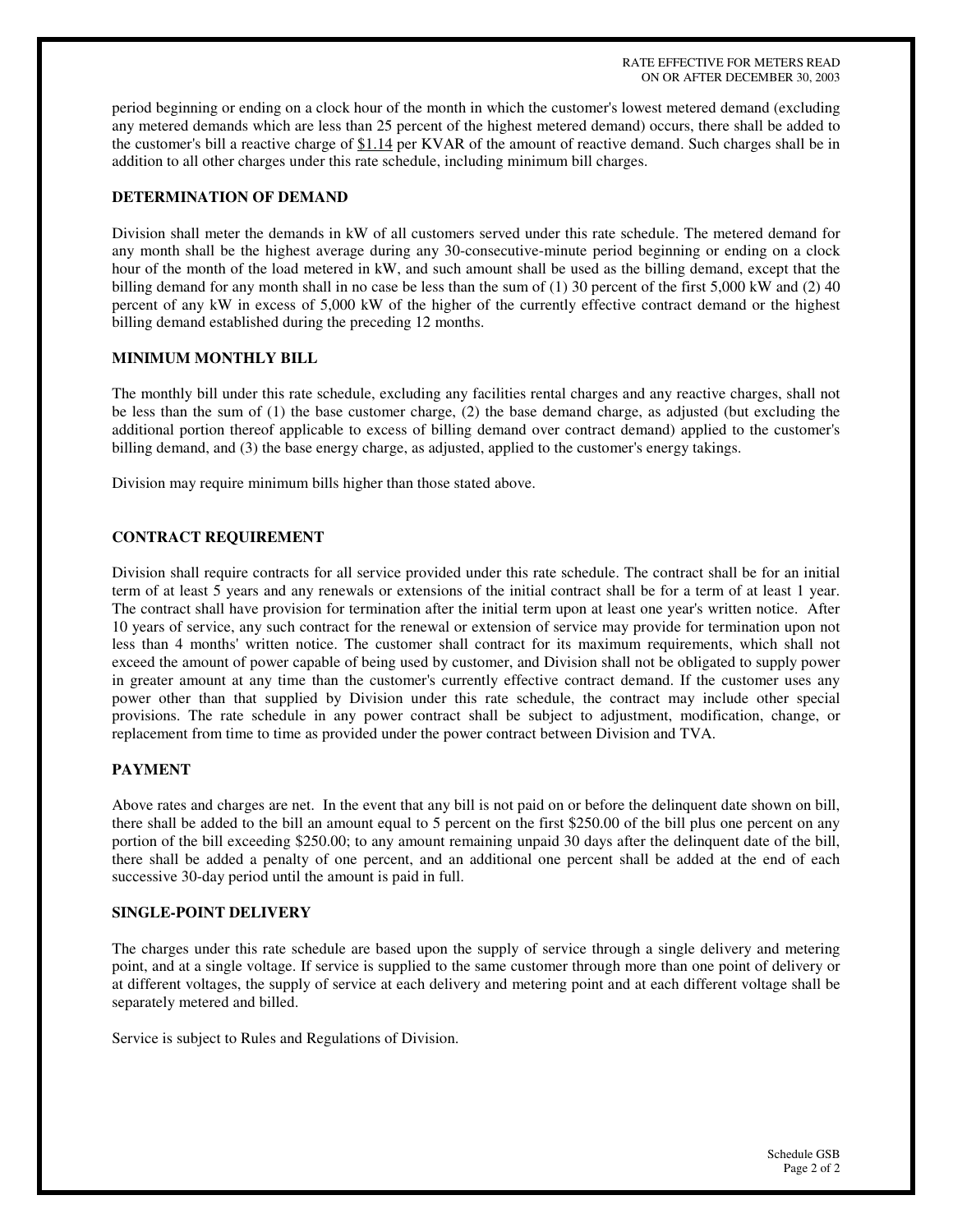RATE EFFECTIVE FOR METERS READ
ON OR AFTER DECEMBER 30, 2003

period beginning or ending on a clock hour of the month in which the customer's lowest metered demand (excluding any metered demands which are less than 25 percent of the highest metered demand) occurs, there shall be added to the customer's bill a reactive charge of $1.14 per KVAR of the amount of reactive demand. Such charges shall be in addition to all other charges under this rate schedule, including minimum bill charges.

## DETERMINATION OF DEMAND

Division shall meter the demands in kW of all customers served under this rate schedule. The metered demand for any month shall be the highest average during any 30-consecutive-minute period beginning or ending on a clock hour of the month of the load metered in kW, and such amount shall be used as the billing demand, except that the billing demand for any month shall in no case be less than the sum of (1) 30 percent of the first 5,000 kW and (2) 40 percent of any kW in excess of 5,000 kW of the higher of the currently effective contract demand or the highest billing demand established during the preceding 12 months.

## MINIMUM MONTHLY BILL

The monthly bill under this rate schedule, excluding any facilities rental charges and any reactive charges, shall not be less than the sum of (1) the base customer charge, (2) the base demand charge, as adjusted (but excluding the additional portion thereof applicable to excess of billing demand over contract demand) applied to the customer's billing demand, and (3) the base energy charge, as adjusted, applied to the customer's energy takings.

Division may require minimum bills higher than those stated above.

## CONTRACT REQUIREMENT

Division shall require contracts for all service provided under this rate schedule. The contract shall be for an initial term of at least 5 years and any renewals or extensions of the initial contract shall be for a term of at least 1 year. The contract shall have provision for termination after the initial term upon at least one year's written notice. After 10 years of service, any such contract for the renewal or extension of service may provide for termination upon not less than 4 months' written notice. The customer shall contract for its maximum requirements, which shall not exceed the amount of power capable of being used by customer, and Division shall not be obligated to supply power in greater amount at any time than the customer's currently effective contract demand. If the customer uses any power other than that supplied by Division under this rate schedule, the contract may include other special provisions. The rate schedule in any power contract shall be subject to adjustment, modification, change, or replacement from time to time as provided under the power contract between Division and TVA.

## PAYMENT

Above rates and charges are net. In the event that any bill is not paid on or before the delinquent date shown on bill, there shall be added to the bill an amount equal to 5 percent on the first $250.00 of the bill plus one percent on any portion of the bill exceeding $250.00; to any amount remaining unpaid 30 days after the delinquent date of the bill, there shall be added a penalty of one percent, and an additional one percent shall be added at the end of each successive 30-day period until the amount is paid in full.

## SINGLE-POINT DELIVERY

The charges under this rate schedule are based upon the supply of service through a single delivery and metering point, and at a single voltage. If service is supplied to the same customer through more than one point of delivery or at different voltages, the supply of service at each delivery and metering point and at each different voltage shall be separately metered and billed.

Service is subject to Rules and Regulations of Division.

Schedule GSB